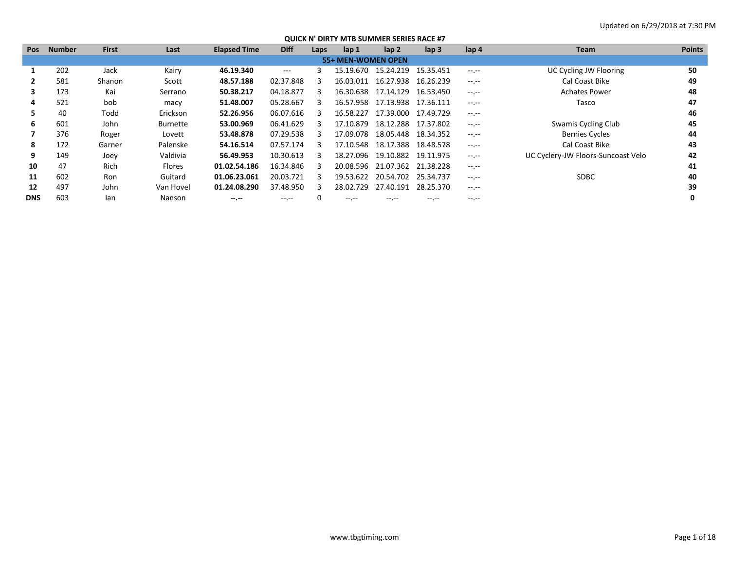Updated on 6/29/2018 at 7:30 PM

## QUICK N' DIRTY MTB SUMMER SERIES RACE #7

| Pos | Number | First | Last | Elapsed Time | Diff | Laps | lap 1 | lap 2 | lap 3 | lap 4 | Team | Points |
|---|---|---|---|---|---|---|---|---|---|---|---|---|
| **55+ MEN-WOMEN OPEN** | | | | | | | | | | | | |
| **1** | 202 | Jack | Kairy | **46.19.340** | --- | 3 | 15.19.670 | 15.24.219 | 15.35.451 | --.-- | UC Cycling JW Flooring | **50** |
| **2** | 581 | Shanon | Scott | **48.57.188** | 02.37.848 | 3 | 16.03.011 | 16.27.938 | 16.26.239 | --.-- | Cal Coast Bike | **49** |
| **3** | 173 | Kai | Serrano | **50.38.217** | 04.18.877 | 3 | 16.30.638 | 17.14.129 | 16.53.450 | --.-- | Achates Power | **48** |
| **4** | 521 | bob | macy | **51.48.007** | 05.28.667 | 3 | 16.57.958 | 17.13.938 | 17.36.111 | --.-- | Tasco | **47** |
| **5** | 40 | Todd | Erickson | **52.26.956** | 06.07.616 | 3 | 16.58.227 | 17.39.000 | 17.49.729 | --.-- | | **46** |
| **6** | 601 | John | Burnette | **53.00.969** | 06.41.629 | 3 | 17.10.879 | 18.12.288 | 17.37.802 | --.-- | Swamis Cycling Club | **45** |
| **7** | 376 | Roger | Lovett | **53.48.878** | 07.29.538 | 3 | 17.09.078 | 18.05.448 | 18.34.352 | --.-- | Bernies Cycles | **44** |
| **8** | 172 | Garner | Palenske | **54.16.514** | 07.57.174 | 3 | 17.10.548 | 18.17.388 | 18.48.578 | --.-- | Cal Coast Bike | **43** |
| **9** | 149 | Joey | Valdivia | **56.49.953** | 10.30.613 | 3 | 18.27.096 | 19.10.882 | 19.11.975 | --.-- | UC Cyclery-JW Floors-Suncoast Velo | **42** |
| **10** | 47 | Rich | Flores | **01.02.54.186** | 16.34.846 | 3 | 20.08.596 | 21.07.362 | 21.38.228 | --.-- | | **41** |
| **11** | 602 | Ron | Guitard | **01.06.23.061** | 20.03.721 | 3 | 19.53.622 | 20.54.702 | 25.34.737 | --.-- | SDBC | **40** |
| **12** | 497 | John | Van Hovel | **01.24.08.290** | 37.48.950 | 3 | 28.02.729 | 27.40.191 | 28.25.370 | --.-- | | **39** |
| **DNS** | 603 | Ian | Nanson | **--.--** | --.-- | 0 | --.-- | --.-- | --.-- | --.-- | | **0** |

www.tbgtiming.com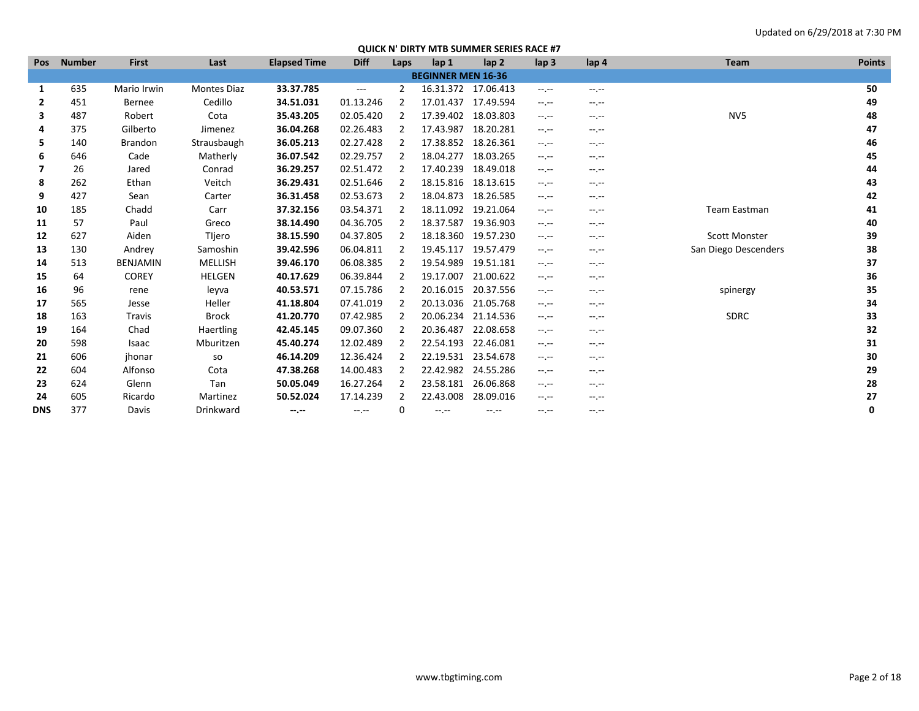Updated on 6/29/2018 at 7:30 PM

## QUICK N' DIRTY MTB SUMMER SERIES RACE #7

| Pos | Number | First | Last | Elapsed Time | Diff | Laps | lap 1 | lap 2 | lap 3 | lap 4 | Team | Points |
|---|---|---|---|---|---|---|---|---|---|---|---|---|
| **BEGINNER MEN 16-36** | | | | | | | | | | | | |
| **1** | 635 | Mario Irwin | Montes Diaz | **33.37.785** | --- | 2 | 16.31.372 | 17.06.413 | --.-- | --.-- | | **50** |
| **2** | 451 | Bernee | Cedillo | **34.51.031** | 01.13.246 | 2 | 17.01.437 | 17.49.594 | --.-- | --.-- | | **49** |
| **3** | 487 | Robert | Cota | **35.43.205** | 02.05.420 | 2 | 17.39.402 | 18.03.803 | --.-- | --.-- | NV5 | **48** |
| **4** | 375 | Gilberto | Jimenez | **36.04.268** | 02.26.483 | 2 | 17.43.987 | 18.20.281 | --.-- | --.-- | | **47** |
| **5** | 140 | Brandon | Strausbaugh | **36.05.213** | 02.27.428 | 2 | 17.38.852 | 18.26.361 | --.-- | --.-- | | **46** |
| **6** | 646 | Cade | Matherly | **36.07.542** | 02.29.757 | 2 | 18.04.277 | 18.03.265 | --.-- | --.-- | | **45** |
| **7** | 26 | Jared | Conrad | **36.29.257** | 02.51.472 | 2 | 17.40.239 | 18.49.018 | --.-- | --.-- | | **44** |
| **8** | 262 | Ethan | Veitch | **36.29.431** | 02.51.646 | 2 | 18.15.816 | 18.13.615 | --.-- | --.-- | | **43** |
| **9** | 427 | Sean | Carter | **36.31.458** | 02.53.673 | 2 | 18.04.873 | 18.26.585 | --.-- | --.-- | | **42** |
| **10** | 185 | Chadd | Carr | **37.32.156** | 03.54.371 | 2 | 18.11.092 | 19.21.064 | --.-- | --.-- | Team Eastman | **41** |
| **11** | 57 | Paul | Greco | **38.14.490** | 04.36.705 | 2 | 18.37.587 | 19.36.903 | --.-- | --.-- | | **40** |
| **12** | 627 | Aiden | TIjero | **38.15.590** | 04.37.805 | 2 | 18.18.360 | 19.57.230 | --.-- | --.-- | Scott Monster | **39** |
| **13** | 130 | Andrey | Samoshin | **39.42.596** | 06.04.811 | 2 | 19.45.117 | 19.57.479 | --.-- | --.-- | San Diego Descenders | **38** |
| **14** | 513 | BENJAMIN | MELLISH | **39.46.170** | 06.08.385 | 2 | 19.54.989 | 19.51.181 | --.-- | --.-- | | **37** |
| **15** | 64 | COREY | HELGEN | **40.17.629** | 06.39.844 | 2 | 19.17.007 | 21.00.622 | --.-- | --.-- | | **36** |
| **16** | 96 | rene | leyva | **40.53.571** | 07.15.786 | 2 | 20.16.015 | 20.37.556 | --.-- | --.-- | spinergy | **35** |
| **17** | 565 | Jesse | Heller | **41.18.804** | 07.41.019 | 2 | 20.13.036 | 21.05.768 | --.-- | --.-- | | **34** |
| **18** | 163 | Travis | Brock | **41.20.770** | 07.42.985 | 2 | 20.06.234 | 21.14.536 | --.-- | --.-- | SDRC | **33** |
| **19** | 164 | Chad | Haertling | **42.45.145** | 09.07.360 | 2 | 20.36.487 | 22.08.658 | --.-- | --.-- | | **32** |
| **20** | 598 | Isaac | Mburitzen | **45.40.274** | 12.02.489 | 2 | 22.54.193 | 22.46.081 | --.-- | --.-- | | **31** |
| **21** | 606 | jhonar | so | **46.14.209** | 12.36.424 | 2 | 22.19.531 | 23.54.678 | --.-- | --.-- | | **30** |
| **22** | 604 | Alfonso | Cota | **47.38.268** | 14.00.483 | 2 | 22.42.982 | 24.55.286 | --.-- | --.-- | | **29** |
| **23** | 624 | Glenn | Tan | **50.05.049** | 16.27.264 | 2 | 23.58.181 | 26.06.868 | --.-- | --.-- | | **28** |
| **24** | 605 | Ricardo | Martinez | **50.52.024** | 17.14.239 | 2 | 22.43.008 | 28.09.016 | --.-- | --.-- | | **27** |
| **DNS** | 377 | Davis | Drinkward | **--.--** | --.-- | 0 | --.-- | --.-- | --.-- | --.-- | | **0** |

www.tbgtiming.com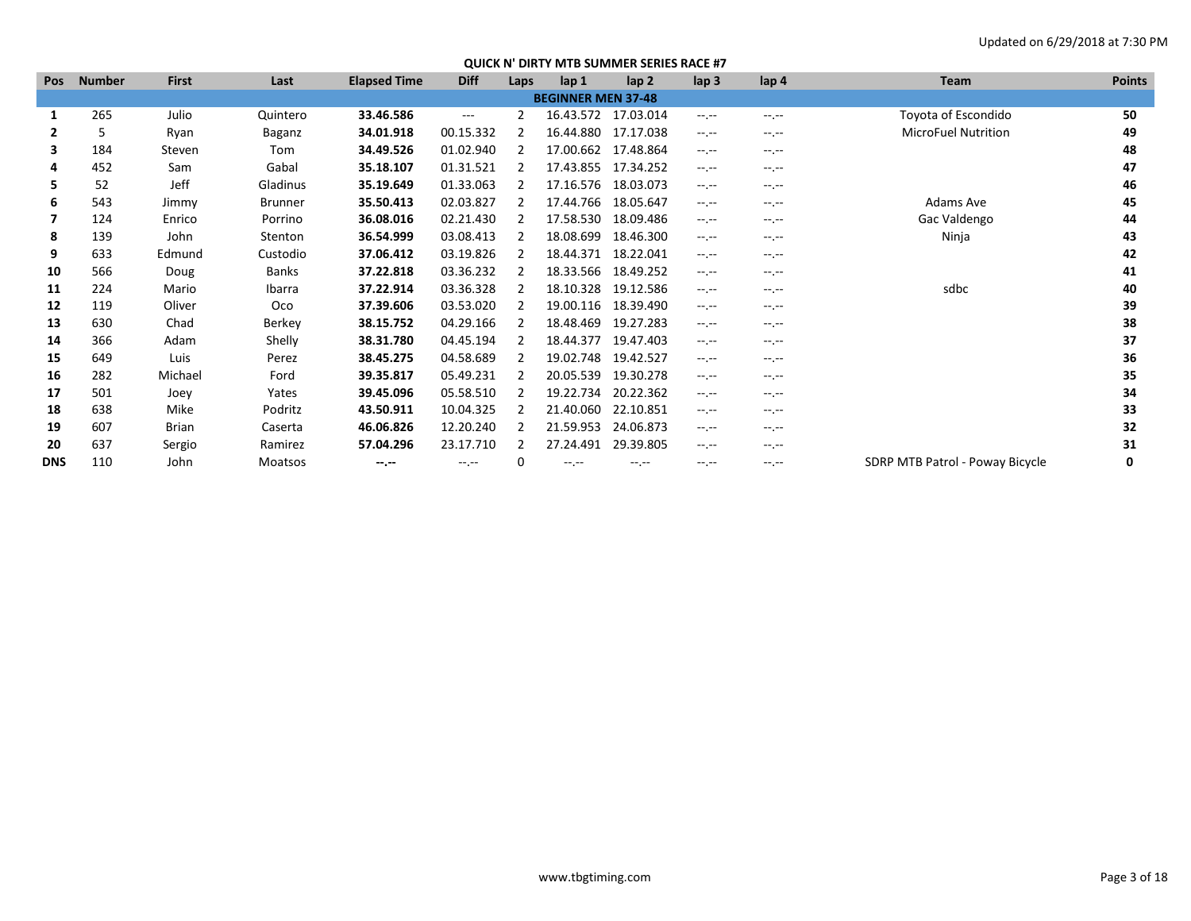Updated on 6/29/2018 at 7:30 PM

## QUICK N' DIRTY MTB SUMMER SERIES RACE #7

| Pos | Number | First | Last | Elapsed Time | Diff | Laps | lap 1 | lap 2 | lap 3 | lap 4 | Team | Points |
|---|---|---|---|---|---|---|---|---|---|---|---|---|
| **BEGINNER MEN 37-48** | | | | | | | | | | | | |
| **1** | 265 | Julio | Quintero | **33.46.586** | --- | 2 | 16.43.572 | 17.03.014 | --.-- | --.-- | Toyota of Escondido | **50** |
| **2** | 5 | Ryan | Baganz | **34.01.918** | 00.15.332 | 2 | 16.44.880 | 17.17.038 | --.-- | --.-- | MicroFuel Nutrition | **49** |
| **3** | 184 | Steven | Tom | **34.49.526** | 01.02.940 | 2 | 17.00.662 | 17.48.864 | --.-- | --.-- | | **48** |
| **4** | 452 | Sam | Gabal | **35.18.107** | 01.31.521 | 2 | 17.43.855 | 17.34.252 | --.-- | --.-- | | **47** |
| **5** | 52 | Jeff | Gladinus | **35.19.649** | 01.33.063 | 2 | 17.16.576 | 18.03.073 | --.-- | --.-- | | **46** |
| **6** | 543 | Jimmy | Brunner | **35.50.413** | 02.03.827 | 2 | 17.44.766 | 18.05.647 | --.-- | --.-- | Adams Ave | **45** |
| **7** | 124 | Enrico | Porrino | **36.08.016** | 02.21.430 | 2 | 17.58.530 | 18.09.486 | --.-- | --.-- | Gac Valdengo | **44** |
| **8** | 139 | John | Stenton | **36.54.999** | 03.08.413 | 2 | 18.08.699 | 18.46.300 | --.-- | --.-- | Ninja | **43** |
| **9** | 633 | Edmund | Custodio | **37.06.412** | 03.19.826 | 2 | 18.44.371 | 18.22.041 | --.-- | --.-- | | **42** |
| **10** | 566 | Doug | Banks | **37.22.818** | 03.36.232 | 2 | 18.33.566 | 18.49.252 | --.-- | --.-- | | **41** |
| **11** | 224 | Mario | Ibarra | **37.22.914** | 03.36.328 | 2 | 18.10.328 | 19.12.586 | --.-- | --.-- | sdbc | **40** |
| **12** | 119 | Oliver | Oco | **37.39.606** | 03.53.020 | 2 | 19.00.116 | 18.39.490 | --.-- | --.-- | | **39** |
| **13** | 630 | Chad | Berkey | **38.15.752** | 04.29.166 | 2 | 18.48.469 | 19.27.283 | --.-- | --.-- | | **38** |
| **14** | 366 | Adam | Shelly | **38.31.780** | 04.45.194 | 2 | 18.44.377 | 19.47.403 | --.-- | --.-- | | **37** |
| **15** | 649 | Luis | Perez | **38.45.275** | 04.58.689 | 2 | 19.02.748 | 19.42.527 | --.-- | --.-- | | **36** |
| **16** | 282 | Michael | Ford | **39.35.817** | 05.49.231 | 2 | 20.05.539 | 19.30.278 | --.-- | --.-- | | **35** |
| **17** | 501 | Joey | Yates | **39.45.096** | 05.58.510 | 2 | 19.22.734 | 20.22.362 | --.-- | --.-- | | **34** |
| **18** | 638 | Mike | Podritz | **43.50.911** | 10.04.325 | 2 | 21.40.060 | 22.10.851 | --.-- | --.-- | | **33** |
| **19** | 607 | Brian | Caserta | **46.06.826** | 12.20.240 | 2 | 21.59.953 | 24.06.873 | --.-- | --.-- | | **32** |
| **20** | 637 | Sergio | Ramirez | **57.04.296** | 23.17.710 | 2 | 27.24.491 | 29.39.805 | --.-- | --.-- | | **31** |
| **DNS** | 110 | John | Moatsos | **--.--** | --.-- | 0 | --.-- | --.-- | --.-- | --.-- | SDRP MTB Patrol - Poway Bicycle | **0** |

www.tbgtiming.com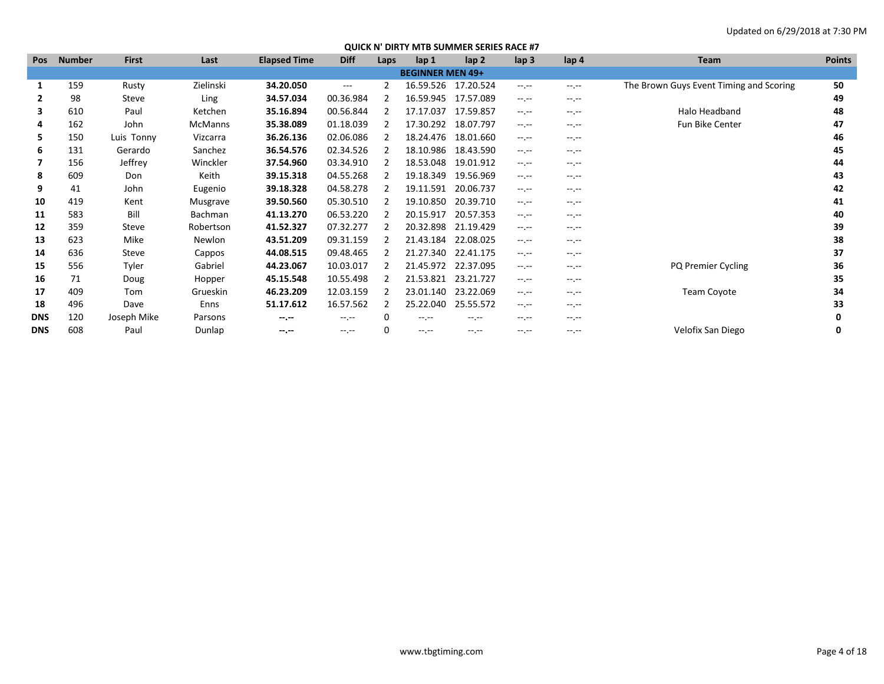Updated on 6/29/2018 at 7:30 PM

## QUICK N' DIRTY MTB SUMMER SERIES RACE #7

| Pos | Number | First | Last | Elapsed Time | Diff | Laps | lap 1 | lap 2 | lap 3 | lap 4 | Team | Points |
|---|---|---|---|---|---|---|---|---|---|---|---|---|
| **BEGINNER MEN 49+** | | | | | | | | | | | | |
| **1** | 159 | Rusty | Zielinski | **34.20.050** | --- | 2 | 16.59.526 | 17.20.524 | --.-- | --.-- | The Brown Guys Event Timing and Scoring | **50** |
| **2** | 98 | Steve | Ling | **34.57.034** | 00.36.984 | 2 | 16.59.945 | 17.57.089 | --.-- | --.-- | | **49** |
| **3** | 610 | Paul | Ketchen | **35.16.894** | 00.56.844 | 2 | 17.17.037 | 17.59.857 | --.-- | --.-- | Halo Headband | **48** |
| **4** | 162 | John | McManns | **35.38.089** | 01.18.039 | 2 | 17.30.292 | 18.07.797 | --.-- | --.-- | Fun Bike Center | **47** |
| **5** | 150 | Luis Tonny | Vizcarra | **36.26.136** | 02.06.086 | 2 | 18.24.476 | 18.01.660 | --.-- | --.-- | | **46** |
| **6** | 131 | Gerardo | Sanchez | **36.54.576** | 02.34.526 | 2 | 18.10.986 | 18.43.590 | --.-- | --.-- | | **45** |
| **7** | 156 | Jeffrey | Winckler | **37.54.960** | 03.34.910 | 2 | 18.53.048 | 19.01.912 | --.-- | --.-- | | **44** |
| **8** | 609 | Don | Keith | **39.15.318** | 04.55.268 | 2 | 19.18.349 | 19.56.969 | --.-- | --.-- | | **43** |
| **9** | 41 | John | Eugenio | **39.18.328** | 04.58.278 | 2 | 19.11.591 | 20.06.737 | --.-- | --.-- | | **42** |
| **10** | 419 | Kent | Musgrave | **39.50.560** | 05.30.510 | 2 | 19.10.850 | 20.39.710 | --.-- | --.-- | | **41** |
| **11** | 583 | Bill | Bachman | **41.13.270** | 06.53.220 | 2 | 20.15.917 | 20.57.353 | --.-- | --.-- | | **40** |
| **12** | 359 | Steve | Robertson | **41.52.327** | 07.32.277 | 2 | 20.32.898 | 21.19.429 | --.-- | --.-- | | **39** |
| **13** | 623 | Mike | Newlon | **43.51.209** | 09.31.159 | 2 | 21.43.184 | 22.08.025 | --.-- | --.-- | | **38** |
| **14** | 636 | Steve | Cappos | **44.08.515** | 09.48.465 | 2 | 21.27.340 | 22.41.175 | --.-- | --.-- | | **37** |
| **15** | 556 | Tyler | Gabriel | **44.23.067** | 10.03.017 | 2 | 21.45.972 | 22.37.095 | --.-- | --.-- | PQ Premier Cycling | **36** |
| **16** | 71 | Doug | Hopper | **45.15.548** | 10.55.498 | 2 | 21.53.821 | 23.21.727 | --.-- | --.-- | | **35** |
| **17** | 409 | Tom | Grueskin | **46.23.209** | 12.03.159 | 2 | 23.01.140 | 23.22.069 | --.-- | --.-- | Team Coyote | **34** |
| **18** | 496 | Dave | Enns | **51.17.612** | 16.57.562 | 2 | 25.22.040 | 25.55.572 | --.-- | --.-- | | **33** |
| **DNS** | 120 | Joseph Mike | Parsons | **--.--** | --.-- | 0 | --.-- | --.-- | --.-- | --.-- | | **0** |
| **DNS** | 608 | Paul | Dunlap | **--.--** | --.-- | 0 | --.-- | --.-- | --.-- | --.-- | Velofix San Diego | **0** |

www.tbgtiming.com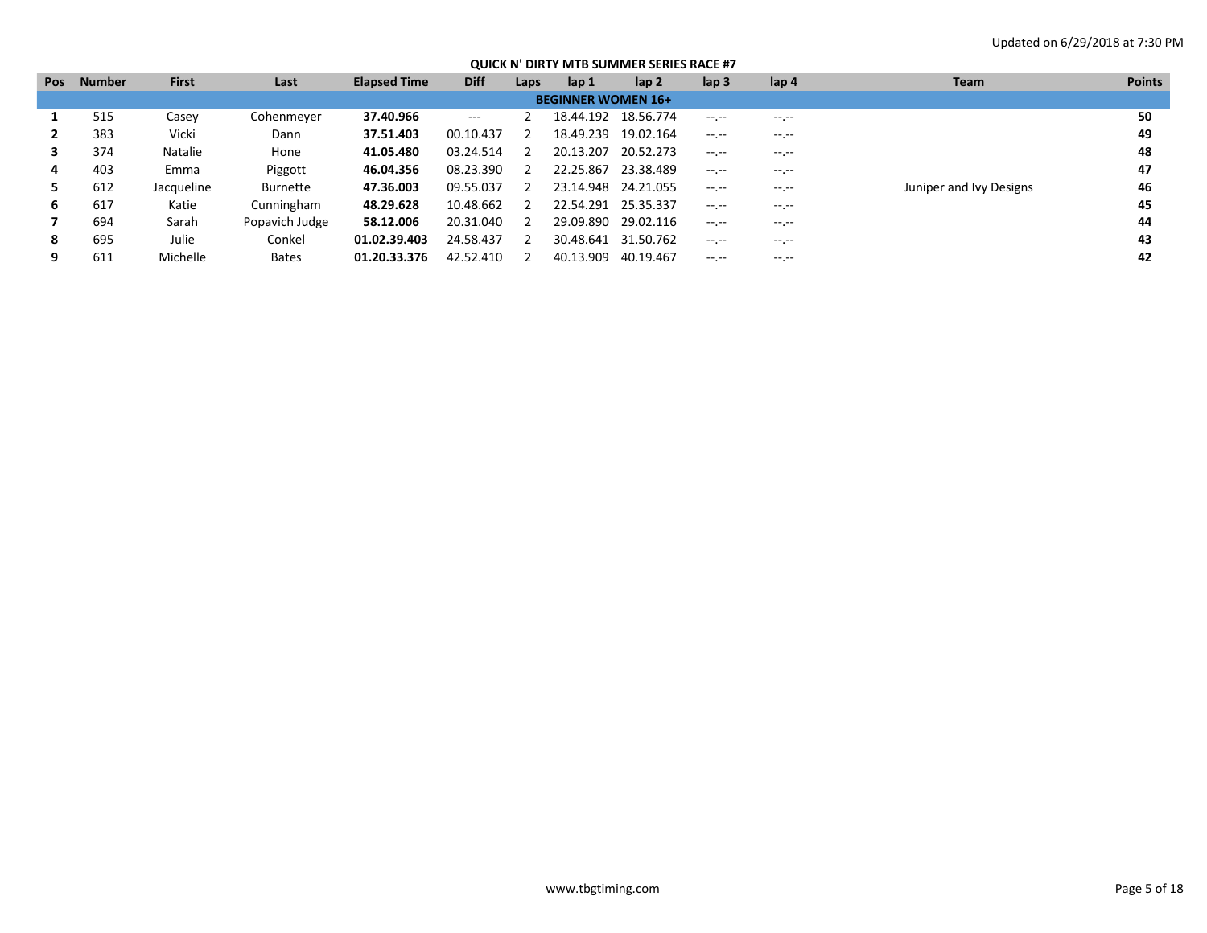Updated on 6/29/2018 at 7:30 PM

## QUICK N' DIRTY MTB SUMMER SERIES RACE #7

| Pos | Number | First | Last | Elapsed Time | Diff | Laps | lap 1 | lap 2 | lap 3 | lap 4 | Team | Points |
|---|---|---|---|---|---|---|---|---|---|---|---|---|
| | | | | | | **BEGINNER WOMEN 16+** | | | | | | |
| **1** | 515 | Casey | Cohenmeyer | **37.40.966** | --- | 2 | 18.44.192 | 18.56.774 | --.-- | --.-- | | **50** |
| **2** | 383 | Vicki | Dann | **37.51.403** | 00.10.437 | 2 | 18.49.239 | 19.02.164 | --.-- | --.-- | | **49** |
| **3** | 374 | Natalie | Hone | **41.05.480** | 03.24.514 | 2 | 20.13.207 | 20.52.273 | --.-- | --.-- | | **48** |
| **4** | 403 | Emma | Piggott | **46.04.356** | 08.23.390 | 2 | 22.25.867 | 23.38.489 | --.-- | --.-- | | **47** |
| **5** | 612 | Jacqueline | Burnette | **47.36.003** | 09.55.037 | 2 | 23.14.948 | 24.21.055 | --.-- | --.-- | Juniper and Ivy Designs | **46** |
| **6** | 617 | Katie | Cunningham | **48.29.628** | 10.48.662 | 2 | 22.54.291 | 25.35.337 | --.-- | --.-- | | **45** |
| **7** | 694 | Sarah | Popavich Judge | **58.12.006** | 20.31.040 | 2 | 29.09.890 | 29.02.116 | --.-- | --.-- | | **44** |
| **8** | 695 | Julie | Conkel | **01.02.39.403** | 24.58.437 | 2 | 30.48.641 | 31.50.762 | --.-- | --.-- | | **43** |
| **9** | 611 | Michelle | Bates | **01.20.33.376** | 42.52.410 | 2 | 40.13.909 | 40.19.467 | --.-- | --.-- | | **42** |

www.tbgtiming.com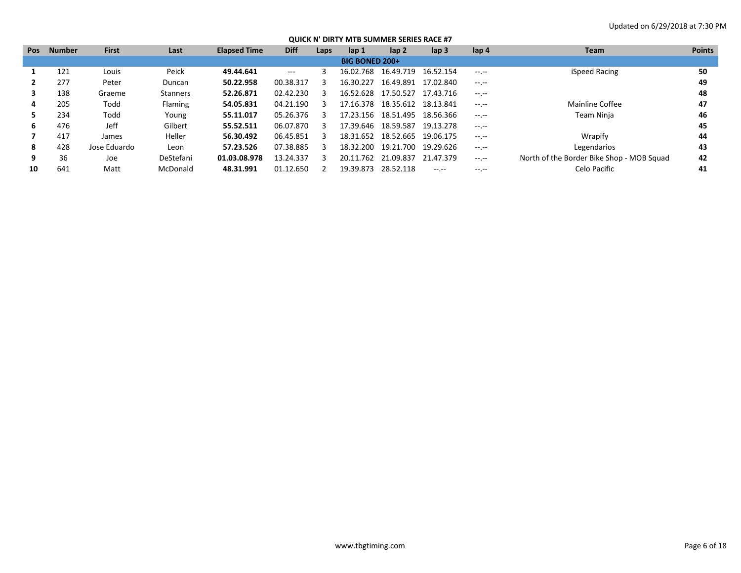Updated on 6/29/2018 at 7:30 PM

## QUICK N' DIRTY MTB SUMMER SERIES RACE #7

| Pos | Number | First | Last | Elapsed Time | Diff | Laps | lap 1 | lap 2 | lap 3 | lap 4 | Team | Points |
|---|---|---|---|---|---|---|---|---|---|---|---|---|
| **BIG BONED 200+** | | | | | | | | | | | | |
| **1** | 121 | Louis | Peick | **49.44.641** | --- | 3 | 16.02.768 | 16.49.719 | 16.52.154 | --.-- | iSpeed Racing | **50** |
| **2** | 277 | Peter | Duncan | **50.22.958** | 00.38.317 | 3 | 16.30.227 | 16.49.891 | 17.02.840 | --.-- | | **49** |
| **3** | 138 | Graeme | Stanners | **52.26.871** | 02.42.230 | 3 | 16.52.628 | 17.50.527 | 17.43.716 | --.-- | | **48** |
| **4** | 205 | Todd | Flaming | **54.05.831** | 04.21.190 | 3 | 17.16.378 | 18.35.612 | 18.13.841 | --.-- | Mainline Coffee | **47** |
| **5** | 234 | Todd | Young | **55.11.017** | 05.26.376 | 3 | 17.23.156 | 18.51.495 | 18.56.366 | --.-- | Team Ninja | **46** |
| **6** | 476 | Jeff | Gilbert | **55.52.511** | 06.07.870 | 3 | 17.39.646 | 18.59.587 | 19.13.278 | --.-- | | **45** |
| **7** | 417 | James | Heller | **56.30.492** | 06.45.851 | 3 | 18.31.652 | 18.52.665 | 19.06.175 | --.-- | Wrapify | **44** |
| **8** | 428 | Jose Eduardo | Leon | **57.23.526** | 07.38.885 | 3 | 18.32.200 | 19.21.700 | 19.29.626 | --.-- | Legendarios | **43** |
| **9** | 36 | Joe | DeStefani | **01.03.08.978** | 13.24.337 | 3 | 20.11.762 | 21.09.837 | 21.47.379 | --.-- | North of the Border Bike Shop - MOB Squad | **42** |
| **10** | 641 | Matt | McDonald | **48.31.991** | 01.12.650 | 2 | 19.39.873 | 28.52.118 | --.-- | --.-- | Celo Pacific | **41** |

www.tbgtiming.com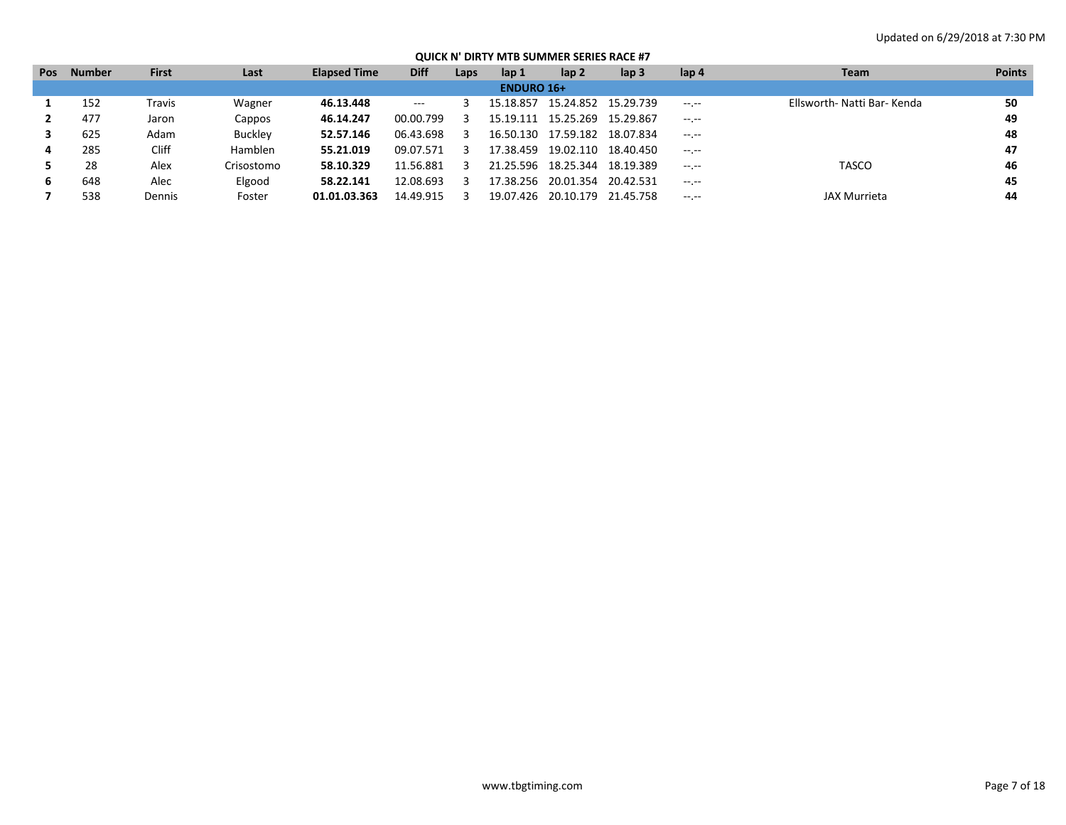Updated on 6/29/2018 at 7:30 PM

## QUICK N' DIRTY MTB SUMMER SERIES RACE #7

| Pos | Number | First | Last | Elapsed Time | Diff | Laps | lap 1 | lap 2 | lap 3 | lap 4 | Team | Points |
|---|---|---|---|---|---|---|---|---|---|---|---|---|
| **ENDURO 16+** | | | | | | | | | | | | |
| **1** | 152 | Travis | Wagner | **46.13.448** | --- | 3 | 15.18.857 | 15.24.852 | 15.29.739 | --.-- | Ellsworth- Natti Bar- Kenda | **50** |
| **2** | 477 | Jaron | Cappos | **46.14.247** | 00.00.799 | 3 | 15.19.111 | 15.25.269 | 15.29.867 | --.-- | | **49** |
| **3** | 625 | Adam | Buckley | **52.57.146** | 06.43.698 | 3 | 16.50.130 | 17.59.182 | 18.07.834 | --.-- | | **48** |
| **4** | 285 | Cliff | Hamblen | **55.21.019** | 09.07.571 | 3 | 17.38.459 | 19.02.110 | 18.40.450 | --.-- | | **47** |
| **5** | 28 | Alex | Crisostomo | **58.10.329** | 11.56.881 | 3 | 21.25.596 | 18.25.344 | 18.19.389 | --.-- | TASCO | **46** |
| **6** | 648 | Alec | Elgood | **58.22.141** | 12.08.693 | 3 | 17.38.256 | 20.01.354 | 20.42.531 | --.-- | | **45** |
| **7** | 538 | Dennis | Foster | **01.01.03.363** | 14.49.915 | 3 | 19.07.426 | 20.10.179 | 21.45.758 | --.-- | JAX Murrieta | **44** |

www.tbgtiming.com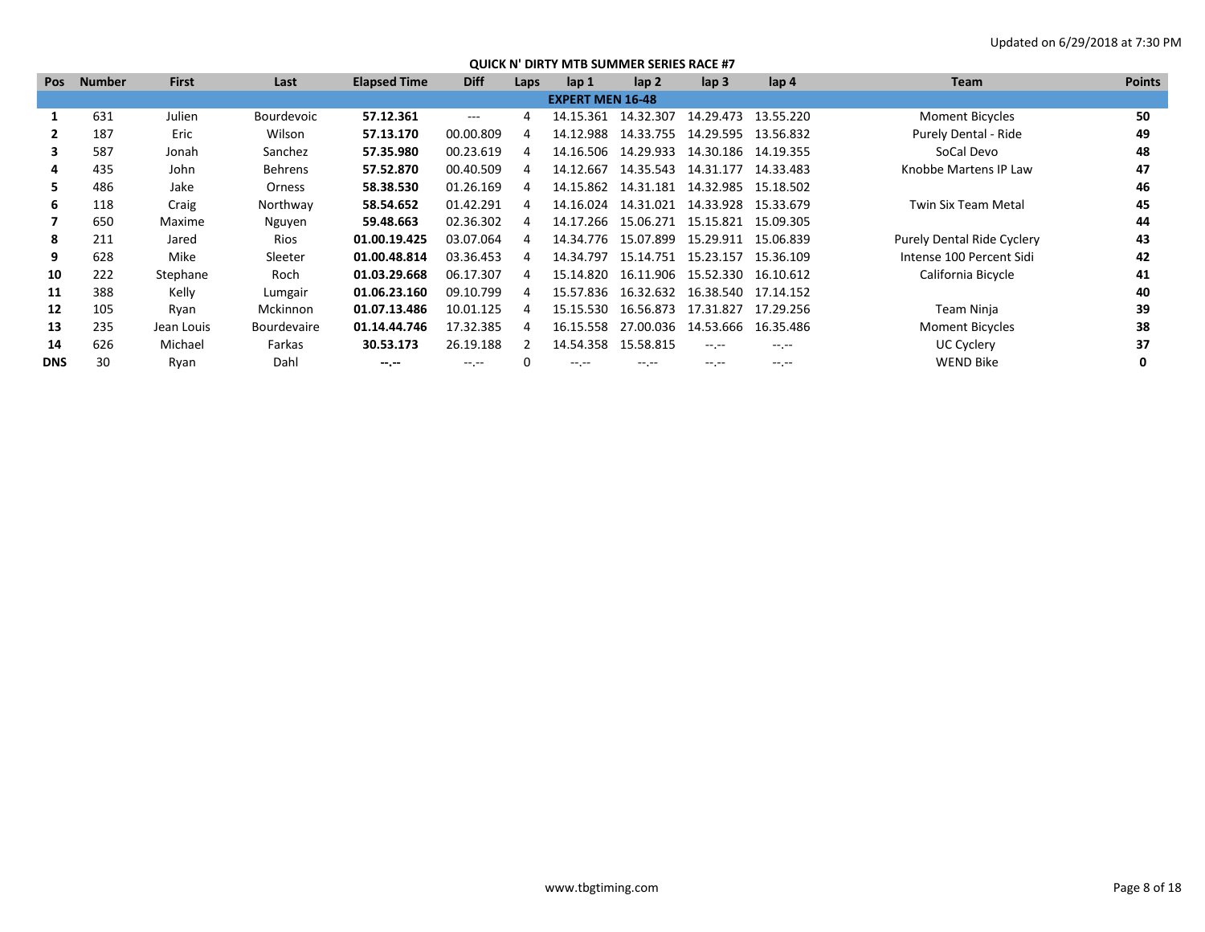Updated on 6/29/2018 at 7:30 PM

## QUICK N' DIRTY MTB SUMMER SERIES RACE #7

| Pos | Number | First | Last | Elapsed Time | Diff | Laps | lap 1 | lap 2 | lap 3 | lap 4 | Team | Points |
|---|---|---|---|---|---|---|---|---|---|---|---|---|
| **EXPERT MEN 16-48** | | | | | | | | | | | | |
| **1** | 631 | Julien | Bourdevoic | **57.12.361** | --- | 4 | 14.15.361 | 14.32.307 | 14.29.473 | 13.55.220 | Moment Bicycles | **50** |
| **2** | 187 | Eric | Wilson | **57.13.170** | 00.00.809 | 4 | 14.12.988 | 14.33.755 | 14.29.595 | 13.56.832 | Purely Dental - Ride | **49** |
| **3** | 587 | Jonah | Sanchez | **57.35.980** | 00.23.619 | 4 | 14.16.506 | 14.29.933 | 14.30.186 | 14.19.355 | SoCal Devo | **48** |
| **4** | 435 | John | Behrens | **57.52.870** | 00.40.509 | 4 | 14.12.667 | 14.35.543 | 14.31.177 | 14.33.483 | Knobbe Martens IP Law | **47** |
| **5** | 486 | Jake | Orness | **58.38.530** | 01.26.169 | 4 | 14.15.862 | 14.31.181 | 14.32.985 | 15.18.502 | | **46** |
| **6** | 118 | Craig | Northway | **58.54.652** | 01.42.291 | 4 | 14.16.024 | 14.31.021 | 14.33.928 | 15.33.679 | Twin Six Team Metal | **45** |
| **7** | 650 | Maxime | Nguyen | **59.48.663** | 02.36.302 | 4 | 14.17.266 | 15.06.271 | 15.15.821 | 15.09.305 | | **44** |
| **8** | 211 | Jared | Rios | **01.00.19.425** | 03.07.064 | 4 | 14.34.776 | 15.07.899 | 15.29.911 | 15.06.839 | Purely Dental Ride Cyclery | **43** |
| **9** | 628 | Mike | Sleeter | **01.00.48.814** | 03.36.453 | 4 | 14.34.797 | 15.14.751 | 15.23.157 | 15.36.109 | Intense 100 Percent Sidi | **42** |
| **10** | 222 | Stephane | Roch | **01.03.29.668** | 06.17.307 | 4 | 15.14.820 | 16.11.906 | 15.52.330 | 16.10.612 | California Bicycle | **41** |
| **11** | 388 | Kelly | Lumgair | **01.06.23.160** | 09.10.799 | 4 | 15.57.836 | 16.32.632 | 16.38.540 | 17.14.152 | | **40** |
| **12** | 105 | Ryan | Mckinnon | **01.07.13.486** | 10.01.125 | 4 | 15.15.530 | 16.56.873 | 17.31.827 | 17.29.256 | Team Ninja | **39** |
| **13** | 235 | Jean Louis | Bourdevaire | **01.14.44.746** | 17.32.385 | 4 | 16.15.558 | 27.00.036 | 14.53.666 | 16.35.486 | Moment Bicycles | **38** |
| **14** | 626 | Michael | Farkas | **30.53.173** | 26.19.188 | 2 | 14.54.358 | 15.58.815 | --.-- | --.-- | UC Cyclery | **37** |
| **DNS** | 30 | Ryan | Dahl | **--.--** | --.-- | 0 | --.-- | --.-- | --.-- | --.-- | WEND Bike | **0** |

www.tbgtiming.com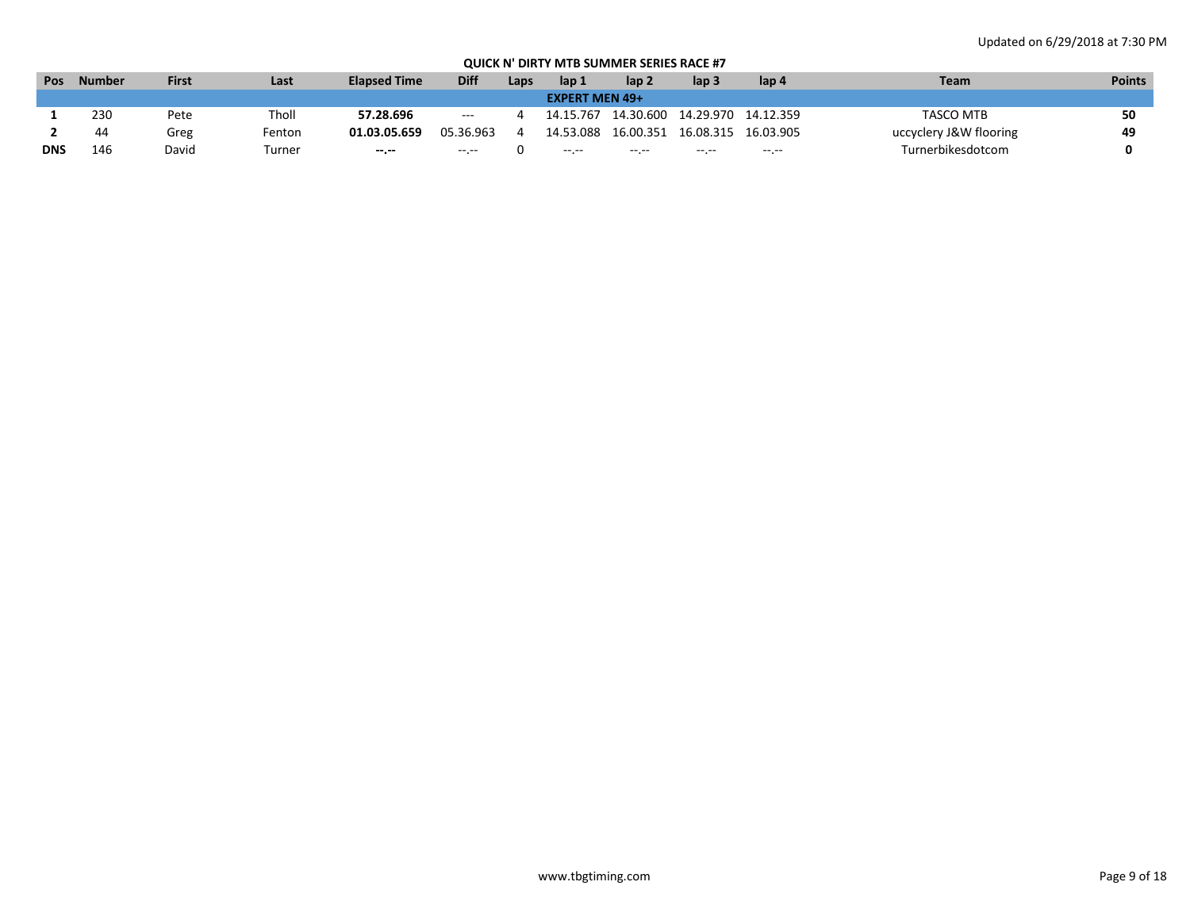Updated on 6/29/2018 at 7:30 PM

## QUICK N' DIRTY MTB SUMMER SERIES RACE #7

| Pos | Number | First | Last | Elapsed Time | Diff | Laps | lap 1 | lap 2 | lap 3 | lap 4 | Team | Points |
|---|---|---|---|---|---|---|---|---|---|---|---|---|
| | | | | | | **EXPERT MEN 49+** | | | | | | |
| **1** | 230 | Pete | Tholl | **57.28.696** | --- | 4 | 14.15.767 | 14.30.600 | 14.29.970 | 14.12.359 | TASCO MTB | **50** |
| **2** | 44 | Greg | Fenton | **01.03.05.659** | 05.36.963 | 4 | 14.53.088 | 16.00.351 | 16.08.315 | 16.03.905 | uccyclery J&W flooring | **49** |
| **DNS** | 146 | David | Turner | **--.--** | --.-- | 0 | --.-- | --.-- | --.-- | --.-- | Turnerbikesdotcom | **0** |

www.tbgtiming.com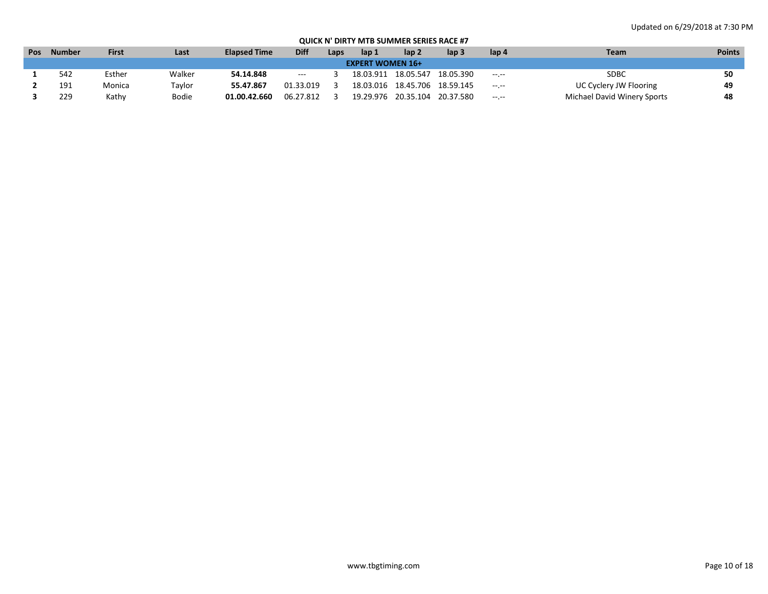Updated on 6/29/2018 at 7:30 PM

## QUICK N' DIRTY MTB SUMMER SERIES RACE #7

| Pos | Number | First | Last | Elapsed Time | Diff | Laps | lap 1 | lap 2 | lap 3 | lap 4 | Team | Points |
|---|---|---|---|---|---|---|---|---|---|---|---|---|
| **EXPERT WOMEN 16+** | | | | | | | | | | | | |
| **1** | 542 | Esther | Walker | **54.14.848** | --- | 3 | 18.03.911 | 18.05.547 | 18.05.390 | --.-- | SDBC | **50** |
| **2** | 191 | Monica | Taylor | **55.47.867** | 01.33.019 | 3 | 18.03.016 | 18.45.706 | 18.59.145 | --.-- | UC Cyclery JW Flooring | **49** |
| **3** | 229 | Kathy | Bodie | **01.00.42.660** | 06.27.812 | 3 | 19.29.976 | 20.35.104 | 20.37.580 | --.-- | Michael David Winery Sports | **48** |

www.tbgtiming.com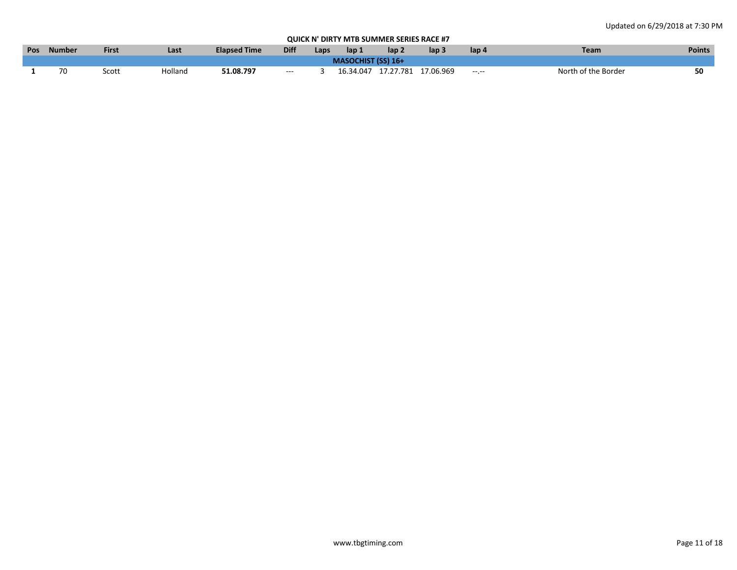Updated on 6/29/2018 at 7:30 PM

**QUICK N' DIRTY MTB SUMMER SERIES RACE #7**

| Pos | Number | First | Last | Elapsed Time | Diff | Laps | lap 1 | lap 2 | lap 3 | lap 4 | Team | Points |
|---|---|---|---|---|---|---|---|---|---|---|---|---|
| **MASOCHIST (SS) 16+** | | | | | | | | | | | | |
| **1** | 70 | Scott | Holland | **51.08.797** | --- | 3 | 16.34.047 | 17.27.781 | 17.06.969 | --.-- | North of the Border | **50** |

www.tbgtiming.com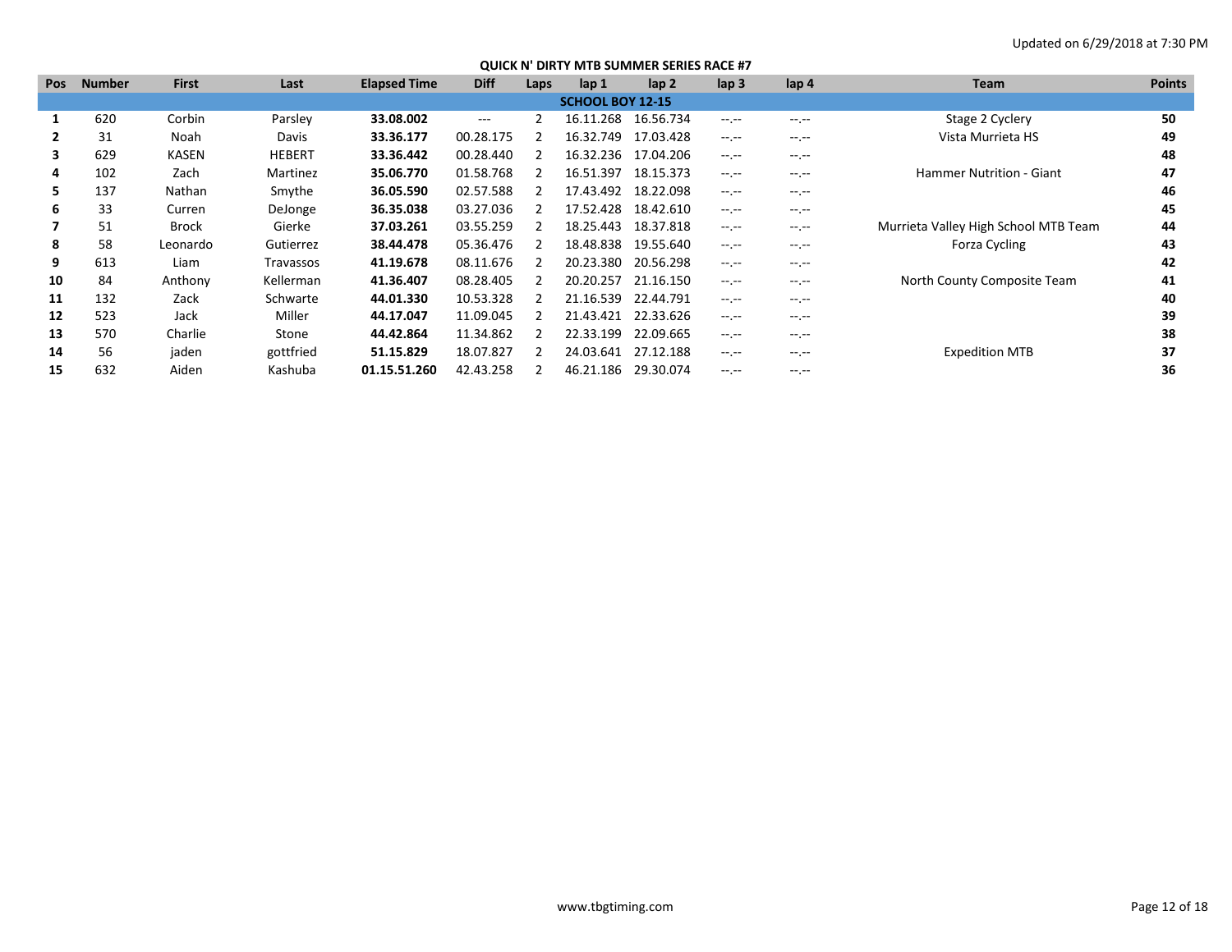Updated on 6/29/2018 at 7:30 PM

## QUICK N' DIRTY MTB SUMMER SERIES RACE #7

| Pos | Number | First | Last | Elapsed Time | Diff | Laps | lap 1 | lap 2 | lap 3 | lap 4 | Team | Points |
|---|---|---|---|---|---|---|---|---|---|---|---|---|
| **SCHOOL BOY 12-15** | | | | | | | | | | | | |
| **1** | 620 | Corbin | Parsley | **33.08.002** | --- | 2 | 16.11.268 | 16.56.734 | --.-- | --.-- | Stage 2 Cyclery | **50** |
| **2** | 31 | Noah | Davis | **33.36.177** | 00.28.175 | 2 | 16.32.749 | 17.03.428 | --.-- | --.-- | Vista Murrieta HS | **49** |
| **3** | 629 | KASEN | HEBERT | **33.36.442** | 00.28.440 | 2 | 16.32.236 | 17.04.206 | --.-- | --.-- | | **48** |
| **4** | 102 | Zach | Martinez | **35.06.770** | 01.58.768 | 2 | 16.51.397 | 18.15.373 | --.-- | --.-- | Hammer Nutrition - Giant | **47** |
| **5** | 137 | Nathan | Smythe | **36.05.590** | 02.57.588 | 2 | 17.43.492 | 18.22.098 | --.-- | --.-- | | **46** |
| **6** | 33 | Curren | DeJonge | **36.35.038** | 03.27.036 | 2 | 17.52.428 | 18.42.610 | --.-- | --.-- | | **45** |
| **7** | 51 | Brock | Gierke | **37.03.261** | 03.55.259 | 2 | 18.25.443 | 18.37.818 | --.-- | --.-- | Murrieta Valley High School MTB Team | **44** |
| **8** | 58 | Leonardo | Gutierrez | **38.44.478** | 05.36.476 | 2 | 18.48.838 | 19.55.640 | --.-- | --.-- | Forza Cycling | **43** |
| **9** | 613 | Liam | Travassos | **41.19.678** | 08.11.676 | 2 | 20.23.380 | 20.56.298 | --.-- | --.-- | | **42** |
| **10** | 84 | Anthony | Kellerman | **41.36.407** | 08.28.405 | 2 | 20.20.257 | 21.16.150 | --.-- | --.-- | North County Composite Team | **41** |
| **11** | 132 | Zack | Schwarte | **44.01.330** | 10.53.328 | 2 | 21.16.539 | 22.44.791 | --.-- | --.-- | | **40** |
| **12** | 523 | Jack | Miller | **44.17.047** | 11.09.045 | 2 | 21.43.421 | 22.33.626 | --.-- | --.-- | | **39** |
| **13** | 570 | Charlie | Stone | **44.42.864** | 11.34.862 | 2 | 22.33.199 | 22.09.665 | --.-- | --.-- | | **38** |
| **14** | 56 | jaden | gottfried | **51.15.829** | 18.07.827 | 2 | 24.03.641 | 27.12.188 | --.-- | --.-- | Expedition MTB | **37** |
| **15** | 632 | Aiden | Kashuba | **01.15.51.260** | 42.43.258 | 2 | 46.21.186 | 29.30.074 | --.-- | --.-- | | **36** |

www.tbgtiming.com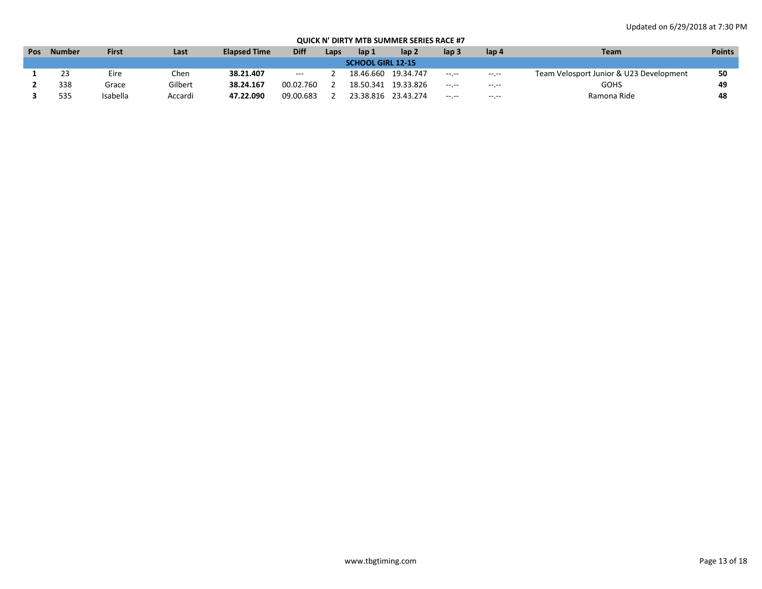Updated on 6/29/2018 at 7:30 PM

## QUICK N' DIRTY MTB SUMMER SERIES RACE #7

| Pos | Number | First | Last | Elapsed Time | Diff | Laps | lap 1 | lap 2 | lap 3 | lap 4 | Team | Points |
|---|---|---|---|---|---|---|---|---|---|---|---|---|
| | | | | | | | **SCHOOL GIRL 12-15** | | | | | |
| **1** | 23 | Eire | Chen | **38.21.407** | --- | 2 | 18.46.660 | 19.34.747 | --.-- | --.-- | Team Velosport Junior & U23 Development | **50** |
| **2** | 338 | Grace | Gilbert | **38.24.167** | 00.02.760 | 2 | 18.50.341 | 19.33.826 | --.-- | --.-- | GOHS | **49** |
| **3** | 535 | Isabella | Accardi | **47.22.090** | 09.00.683 | 2 | 23.38.816 | 23.43.274 | --.-- | --.-- | Ramona Ride | **48** |

www.tbgtiming.com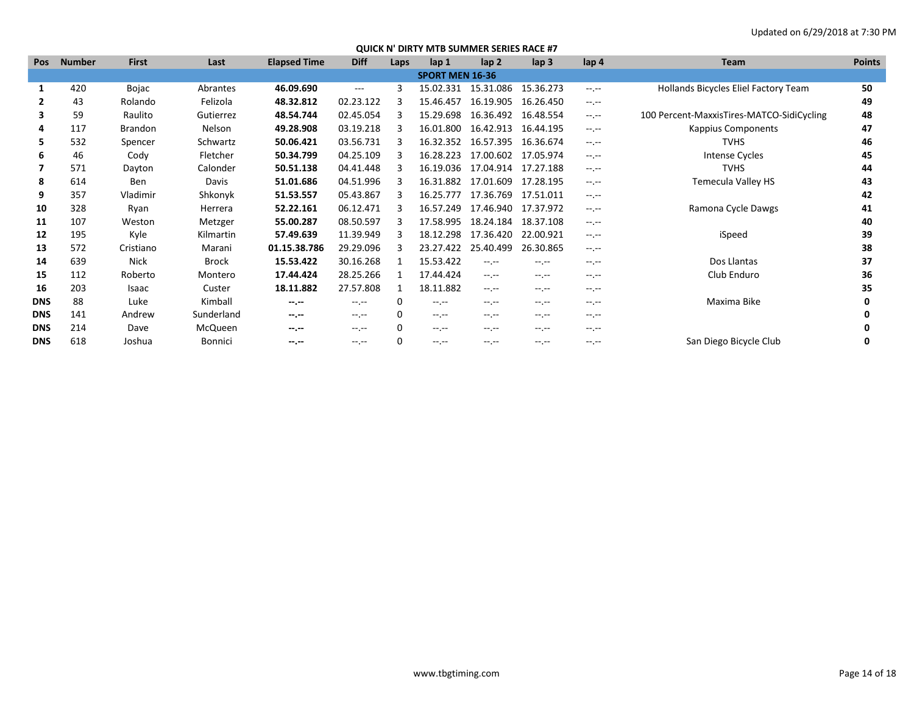Updated on 6/29/2018 at 7:30 PM

## QUICK N' DIRTY MTB SUMMER SERIES RACE #7

| Pos | Number | First | Last | Elapsed Time | Diff | Laps | lap 1 | lap 2 | lap 3 | lap 4 | Team | Points |
|---|---|---|---|---|---|---|---|---|---|---|---|---|
| **SPORT MEN 16-36** | | | | | | | | | | | | |
| **1** | 420 | Bojac | Abrantes | **46.09.690** | --- | 3 | 15.02.331 | 15.31.086 | 15.36.273 | --.-- | Hollands Bicycles Eliel Factory Team | **50** |
| **2** | 43 | Rolando | Felizola | **48.32.812** | 02.23.122 | 3 | 15.46.457 | 16.19.905 | 16.26.450 | --.-- | | **49** |
| **3** | 59 | Raulito | Gutierrez | **48.54.744** | 02.45.054 | 3 | 15.29.698 | 16.36.492 | 16.48.554 | --.-- | 100 Percent-MaxxisTires-MATCO-SidiCycling | **48** |
| **4** | 117 | Brandon | Nelson | **49.28.908** | 03.19.218 | 3 | 16.01.800 | 16.42.913 | 16.44.195 | --.-- | Kappius Components | **47** |
| **5** | 532 | Spencer | Schwartz | **50.06.421** | 03.56.731 | 3 | 16.32.352 | 16.57.395 | 16.36.674 | --.-- | TVHS | **46** |
| **6** | 46 | Cody | Fletcher | **50.34.799** | 04.25.109 | 3 | 16.28.223 | 17.00.602 | 17.05.974 | --.-- | Intense Cycles | **45** |
| **7** | 571 | Dayton | Calonder | **50.51.138** | 04.41.448 | 3 | 16.19.036 | 17.04.914 | 17.27.188 | --.-- | TVHS | **44** |
| **8** | 614 | Ben | Davis | **51.01.686** | 04.51.996 | 3 | 16.31.882 | 17.01.609 | 17.28.195 | --.-- | Temecula Valley HS | **43** |
| **9** | 357 | Vladimir | Shkonyk | **51.53.557** | 05.43.867 | 3 | 16.25.777 | 17.36.769 | 17.51.011 | --.-- | | **42** |
| **10** | 328 | Ryan | Herrera | **52.22.161** | 06.12.471 | 3 | 16.57.249 | 17.46.940 | 17.37.972 | --.-- | Ramona Cycle Dawgs | **41** |
| **11** | 107 | Weston | Metzger | **55.00.287** | 08.50.597 | 3 | 17.58.995 | 18.24.184 | 18.37.108 | --.-- | | **40** |
| **12** | 195 | Kyle | Kilmartin | **57.49.639** | 11.39.949 | 3 | 18.12.298 | 17.36.420 | 22.00.921 | --.-- | iSpeed | **39** |
| **13** | 572 | Cristiano | Marani | **01.15.38.786** | 29.29.096 | 3 | 23.27.422 | 25.40.499 | 26.30.865 | --.-- | | **38** |
| **14** | 639 | Nick | Brock | **15.53.422** | 30.16.268 | 1 | 15.53.422 | --.-- | --.-- | --.-- | Dos Llantas | **37** |
| **15** | 112 | Roberto | Montero | **17.44.424** | 28.25.266 | 1 | 17.44.424 | --.-- | --.-- | --.-- | Club Enduro | **36** |
| **16** | 203 | Isaac | Custer | **18.11.882** | 27.57.808 | 1 | 18.11.882 | --.-- | --.-- | --.-- | | **35** |
| **DNS** | 88 | Luke | Kimball | **--.--** | --.-- | 0 | --.-- | --.-- | --.-- | --.-- | Maxima Bike | **0** |
| **DNS** | 141 | Andrew | Sunderland | **--.--** | --.-- | 0 | --.-- | --.-- | --.-- | --.-- | | **0** |
| **DNS** | 214 | Dave | McQueen | **--.--** | --.-- | 0 | --.-- | --.-- | --.-- | --.-- | | **0** |
| **DNS** | 618 | Joshua | Bonnici | **--.--** | --.-- | 0 | --.-- | --.-- | --.-- | --.-- | San Diego Bicycle Club | **0** |

www.tbgtiming.com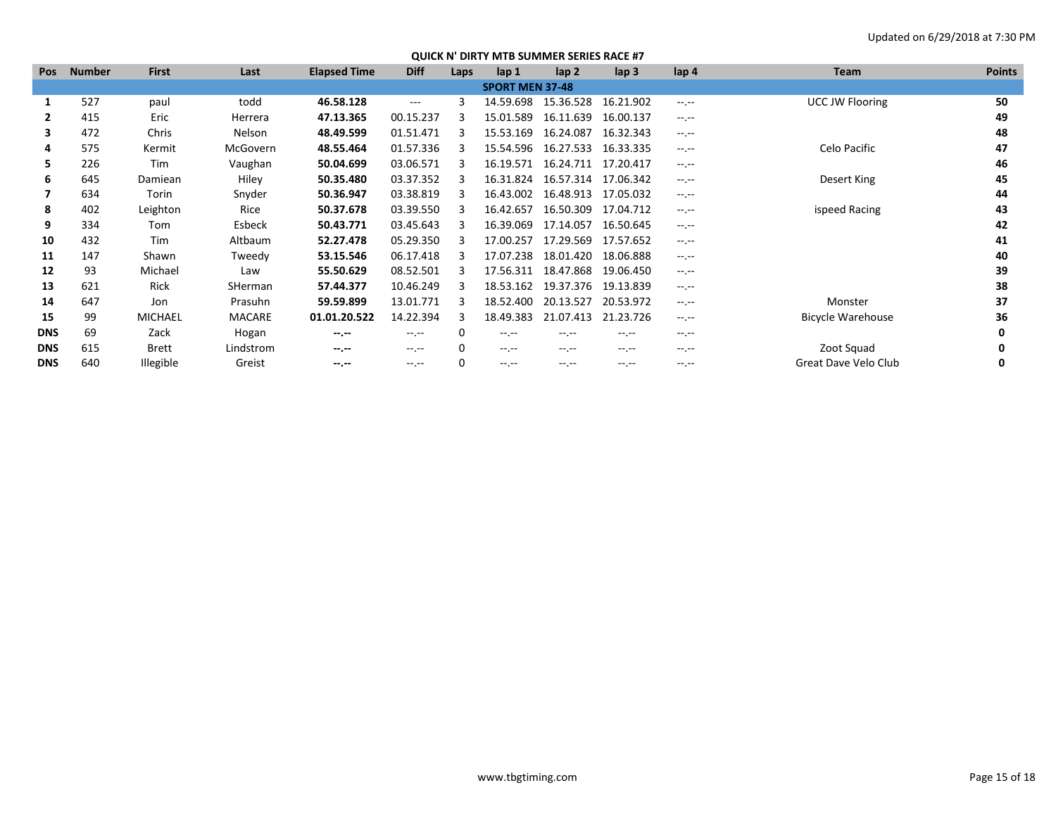Updated on 6/29/2018 at 7:30 PM

## QUICK N' DIRTY MTB SUMMER SERIES RACE #7

| Pos | Number | First | Last | Elapsed Time | Diff | Laps | lap 1 | lap 2 | lap 3 | lap 4 | Team | Points |
|---|---|---|---|---|---|---|---|---|---|---|---|---|
| **SPORT MEN 37-48** | | | | | | | | | | | | |
| **1** | 527 | paul | todd | **46.58.128** | --- | 3 | 14.59.698 | 15.36.528 | 16.21.902 | --.-- | UCC JW Flooring | **50** |
| **2** | 415 | Eric | Herrera | **47.13.365** | 00.15.237 | 3 | 15.01.589 | 16.11.639 | 16.00.137 | --.-- | | **49** |
| **3** | 472 | Chris | Nelson | **48.49.599** | 01.51.471 | 3 | 15.53.169 | 16.24.087 | 16.32.343 | --.-- | | **48** |
| **4** | 575 | Kermit | McGovern | **48.55.464** | 01.57.336 | 3 | 15.54.596 | 16.27.533 | 16.33.335 | --.-- | Celo Pacific | **47** |
| **5** | 226 | Tim | Vaughan | **50.04.699** | 03.06.571 | 3 | 16.19.571 | 16.24.711 | 17.20.417 | --.-- | | **46** |
| **6** | 645 | Damiean | Hiley | **50.35.480** | 03.37.352 | 3 | 16.31.824 | 16.57.314 | 17.06.342 | --.-- | Desert King | **45** |
| **7** | 634 | Torin | Snyder | **50.36.947** | 03.38.819 | 3 | 16.43.002 | 16.48.913 | 17.05.032 | --.-- | | **44** |
| **8** | 402 | Leighton | Rice | **50.37.678** | 03.39.550 | 3 | 16.42.657 | 16.50.309 | 17.04.712 | --.-- | ispeed Racing | **43** |
| **9** | 334 | Tom | Esbeck | **50.43.771** | 03.45.643 | 3 | 16.39.069 | 17.14.057 | 16.50.645 | --.-- | | **42** |
| **10** | 432 | Tim | Altbaum | **52.27.478** | 05.29.350 | 3 | 17.00.257 | 17.29.569 | 17.57.652 | --.-- | | **41** |
| **11** | 147 | Shawn | Tweedy | **53.15.546** | 06.17.418 | 3 | 17.07.238 | 18.01.420 | 18.06.888 | --.-- | | **40** |
| **12** | 93 | Michael | Law | **55.50.629** | 08.52.501 | 3 | 17.56.311 | 18.47.868 | 19.06.450 | --.-- | | **39** |
| **13** | 621 | Rick | SHerman | **57.44.377** | 10.46.249 | 3 | 18.53.162 | 19.37.376 | 19.13.839 | --.-- | | **38** |
| **14** | 647 | Jon | Prasuhn | **59.59.899** | 13.01.771 | 3 | 18.52.400 | 20.13.527 | 20.53.972 | --.-- | Monster | **37** |
| **15** | 99 | MICHAEL | MACARE | **01.01.20.522** | 14.22.394 | 3 | 18.49.383 | 21.07.413 | 21.23.726 | --.-- | Bicycle Warehouse | **36** |
| **DNS** | 69 | Zack | Hogan | **--.--** | --.-- | 0 | --.-- | --.-- | --.-- | --.-- | | **0** |
| **DNS** | 615 | Brett | Lindstrom | **--.--** | --.-- | 0 | --.-- | --.-- | --.-- | --.-- | Zoot Squad | **0** |
| **DNS** | 640 | Illegible | Greist | **--.--** | --.-- | 0 | --.-- | --.-- | --.-- | --.-- | Great Dave Velo Club | **0** |

www.tbgtiming.com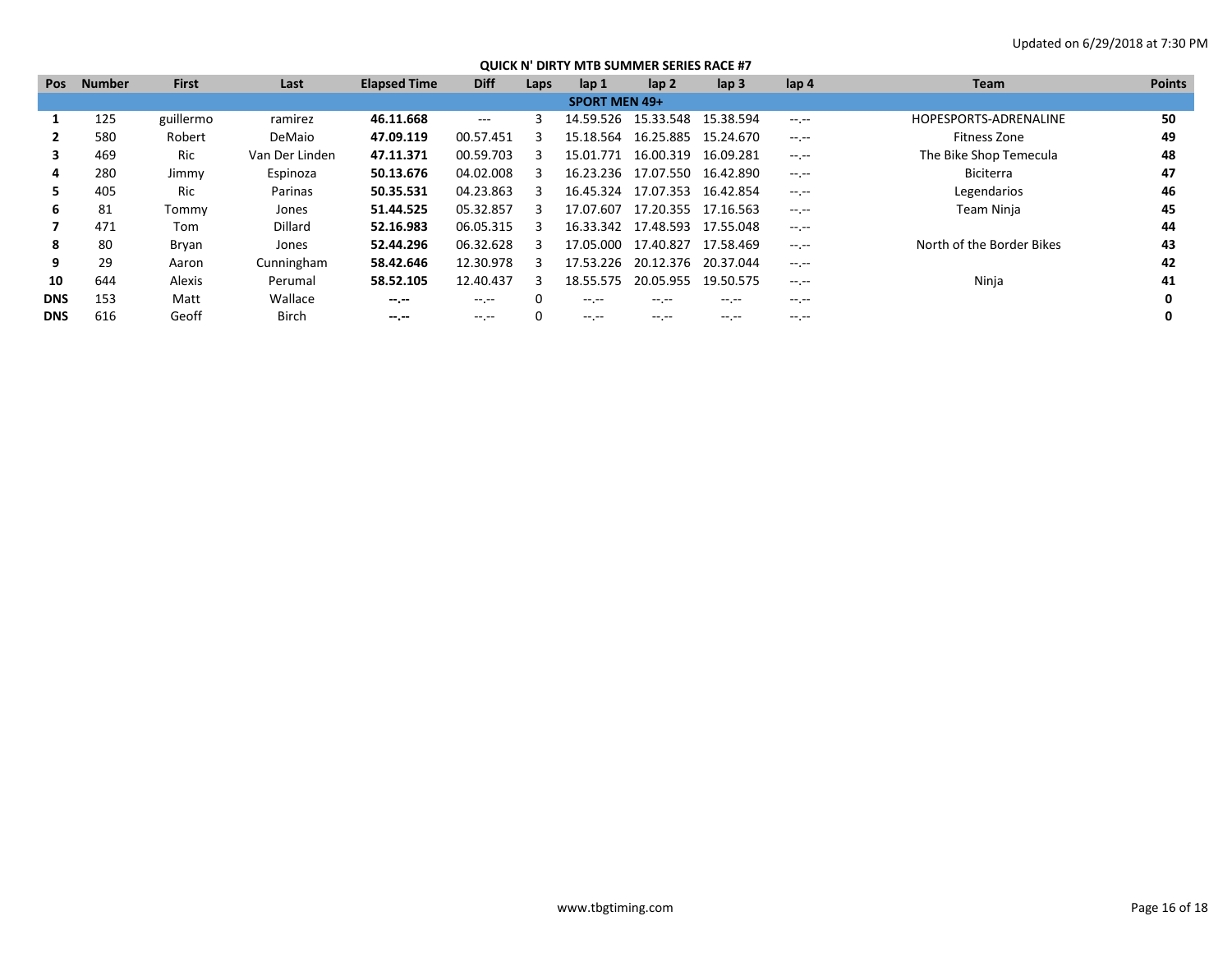Updated on 6/29/2018 at 7:30 PM

## QUICK N' DIRTY MTB SUMMER SERIES RACE #7

| Pos | Number | First | Last | Elapsed Time | Diff | Laps | lap 1 | lap 2 | lap 3 | lap 4 | Team | Points |
|---|---|---|---|---|---|---|---|---|---|---|---|---|
| **SPORT MEN 49+** | | | | | | | | | | | | |
| **1** | 125 | guillermo | ramirez | **46.11.668** | --- | 3 | 14.59.526 | 15.33.548 | 15.38.594 | --.-- | HOPESPORTS-ADRENALINE | **50** |
| **2** | 580 | Robert | DeMaio | **47.09.119** | 00.57.451 | 3 | 15.18.564 | 16.25.885 | 15.24.670 | --.-- | Fitness Zone | **49** |
| **3** | 469 | Ric | Van Der Linden | **47.11.371** | 00.59.703 | 3 | 15.01.771 | 16.00.319 | 16.09.281 | --.-- | The Bike Shop Temecula | **48** |
| **4** | 280 | Jimmy | Espinoza | **50.13.676** | 04.02.008 | 3 | 16.23.236 | 17.07.550 | 16.42.890 | --.-- | Biciterra | **47** |
| **5** | 405 | Ric | Parinas | **50.35.531** | 04.23.863 | 3 | 16.45.324 | 17.07.353 | 16.42.854 | --.-- | Legendarios | **46** |
| **6** | 81 | Tommy | Jones | **51.44.525** | 05.32.857 | 3 | 17.07.607 | 17.20.355 | 17.16.563 | --.-- | Team Ninja | **45** |
| **7** | 471 | Tom | Dillard | **52.16.983** | 06.05.315 | 3 | 16.33.342 | 17.48.593 | 17.55.048 | --.-- | | **44** |
| **8** | 80 | Bryan | Jones | **52.44.296** | 06.32.628 | 3 | 17.05.000 | 17.40.827 | 17.58.469 | --.-- | North of the Border Bikes | **43** |
| **9** | 29 | Aaron | Cunningham | **58.42.646** | 12.30.978 | 3 | 17.53.226 | 20.12.376 | 20.37.044 | --.-- | | **42** |
| **10** | 644 | Alexis | Perumal | **58.52.105** | 12.40.437 | 3 | 18.55.575 | 20.05.955 | 19.50.575 | --.-- | Ninja | **41** |
| **DNS** | 153 | Matt | Wallace | **--.--** | --.-- | 0 | --.-- | --.-- | --.-- | --.-- | | **0** |
| **DNS** | 616 | Geoff | Birch | **--.--** | --.-- | 0 | --.-- | --.-- | --.-- | --.-- | | **0** |

www.tbgtiming.com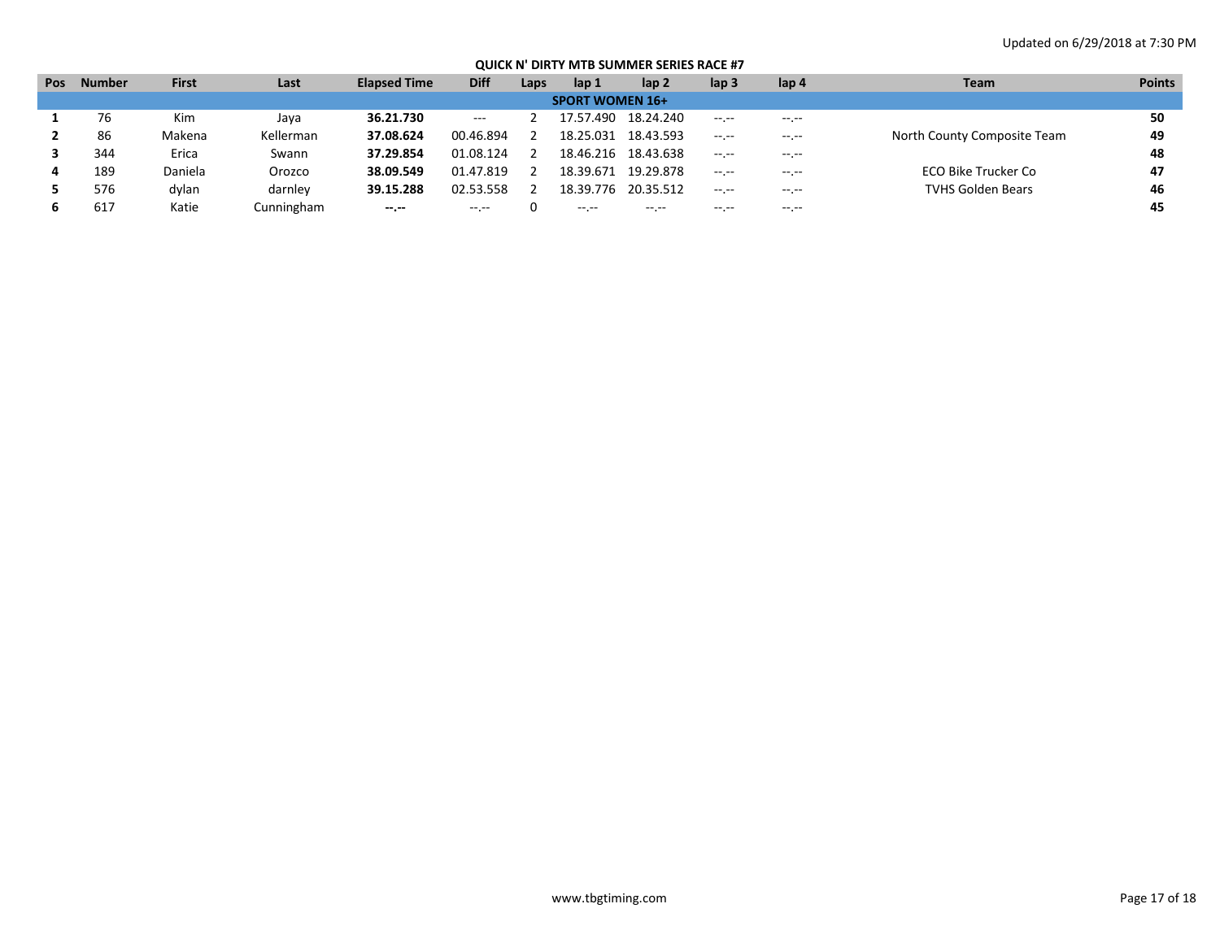Updated on 6/29/2018 at 7:30 PM

## QUICK N' DIRTY MTB SUMMER SERIES RACE #7

| Pos | Number | First | Last | Elapsed Time | Diff | Laps | lap 1 | lap 2 | lap 3 | lap 4 | Team | Points |
|---|---|---|---|---|---|---|---|---|---|---|---|---|
| **SPORT WOMEN 16+** | | | | | | | | | | | | |
| **1** | 76 | Kim | Jaya | **36.21.730** | --- | 2 | 17.57.490 | 18.24.240 | --.-- | --.-- | | **50** |
| **2** | 86 | Makena | Kellerman | **37.08.624** | 00.46.894 | 2 | 18.25.031 | 18.43.593 | --.-- | --.-- | North County Composite Team | **49** |
| **3** | 344 | Erica | Swann | **37.29.854** | 01.08.124 | 2 | 18.46.216 | 18.43.638 | --.-- | --.-- | | **48** |
| **4** | 189 | Daniela | Orozco | **38.09.549** | 01.47.819 | 2 | 18.39.671 | 19.29.878 | --.-- | --.-- | ECO Bike Trucker Co | **47** |
| **5** | 576 | dylan | darnley | **39.15.288** | 02.53.558 | 2 | 18.39.776 | 20.35.512 | --.-- | --.-- | TVHS Golden Bears | **46** |
| **6** | 617 | Katie | Cunningham | **--.--** | --.-- | 0 | --.-- | --.-- | --.-- | --.-- | | **45** |

www.tbgtiming.com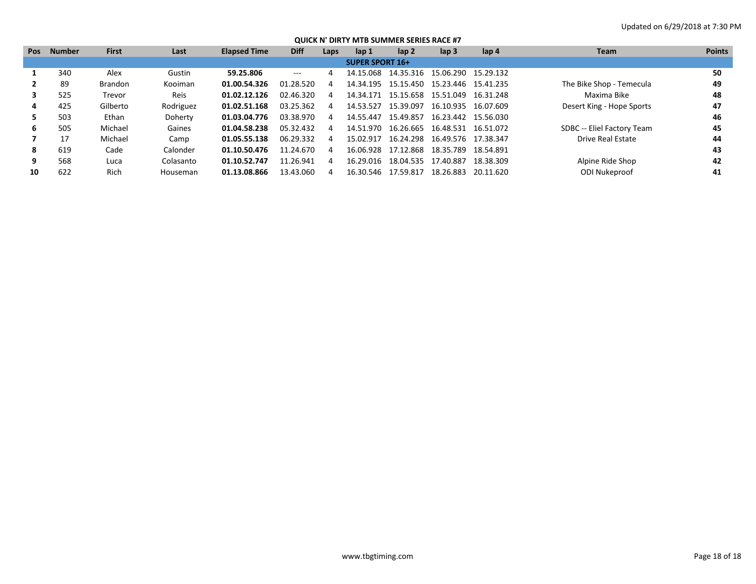Updated on 6/29/2018 at 7:30 PM

## QUICK N' DIRTY MTB SUMMER SERIES RACE #7

| Pos | Number | First | Last | Elapsed Time | Diff | Laps | lap 1 | lap 2 | lap 3 | lap 4 | Team | Points |
|---|---|---|---|---|---|---|---|---|---|---|---|---|
| **SUPER SPORT 16+** | | | | | | | | | | | | |
| **1** | 340 | Alex | Gustin | **59.25.806** | --- | 4 | 14.15.068 | 14.35.316 | 15.06.290 | 15.29.132 | | **50** |
| **2** | 89 | Brandon | Kooiman | **01.00.54.326** | 01.28.520 | 4 | 14.34.195 | 15.15.450 | 15.23.446 | 15.41.235 | The Bike Shop - Temecula | **49** |
| **3** | 525 | Trevor | Reis | **01.02.12.126** | 02.46.320 | 4 | 14.34.171 | 15.15.658 | 15.51.049 | 16.31.248 | Maxima Bike | **48** |
| **4** | 425 | Gilberto | Rodriguez | **01.02.51.168** | 03.25.362 | 4 | 14.53.527 | 15.39.097 | 16.10.935 | 16.07.609 | Desert King - Hope Sports | **47** |
| **5** | 503 | Ethan | Doherty | **01.03.04.776** | 03.38.970 | 4 | 14.55.447 | 15.49.857 | 16.23.442 | 15.56.030 | | **46** |
| **6** | 505 | Michael | Gaines | **01.04.58.238** | 05.32.432 | 4 | 14.51.970 | 16.26.665 | 16.48.531 | 16.51.072 | SDBC -- Eliel Factory Team | **45** |
| **7** | 17 | Michael | Camp | **01.05.55.138** | 06.29.332 | 4 | 15.02.917 | 16.24.298 | 16.49.576 | 17.38.347 | Drive Real Estate | **44** |
| **8** | 619 | Cade | Calonder | **01.10.50.476** | 11.24.670 | 4 | 16.06.928 | 17.12.868 | 18.35.789 | 18.54.891 | | **43** |
| **9** | 568 | Luca | Colasanto | **01.10.52.747** | 11.26.941 | 4 | 16.29.016 | 18.04.535 | 17.40.887 | 18.38.309 | Alpine Ride Shop | **42** |
| **10** | 622 | Rich | Houseman | **01.13.08.866** | 13.43.060 | 4 | 16.30.546 | 17.59.817 | 18.26.883 | 20.11.620 | ODI Nukeproof | **41** |

www.tbgtiming.com